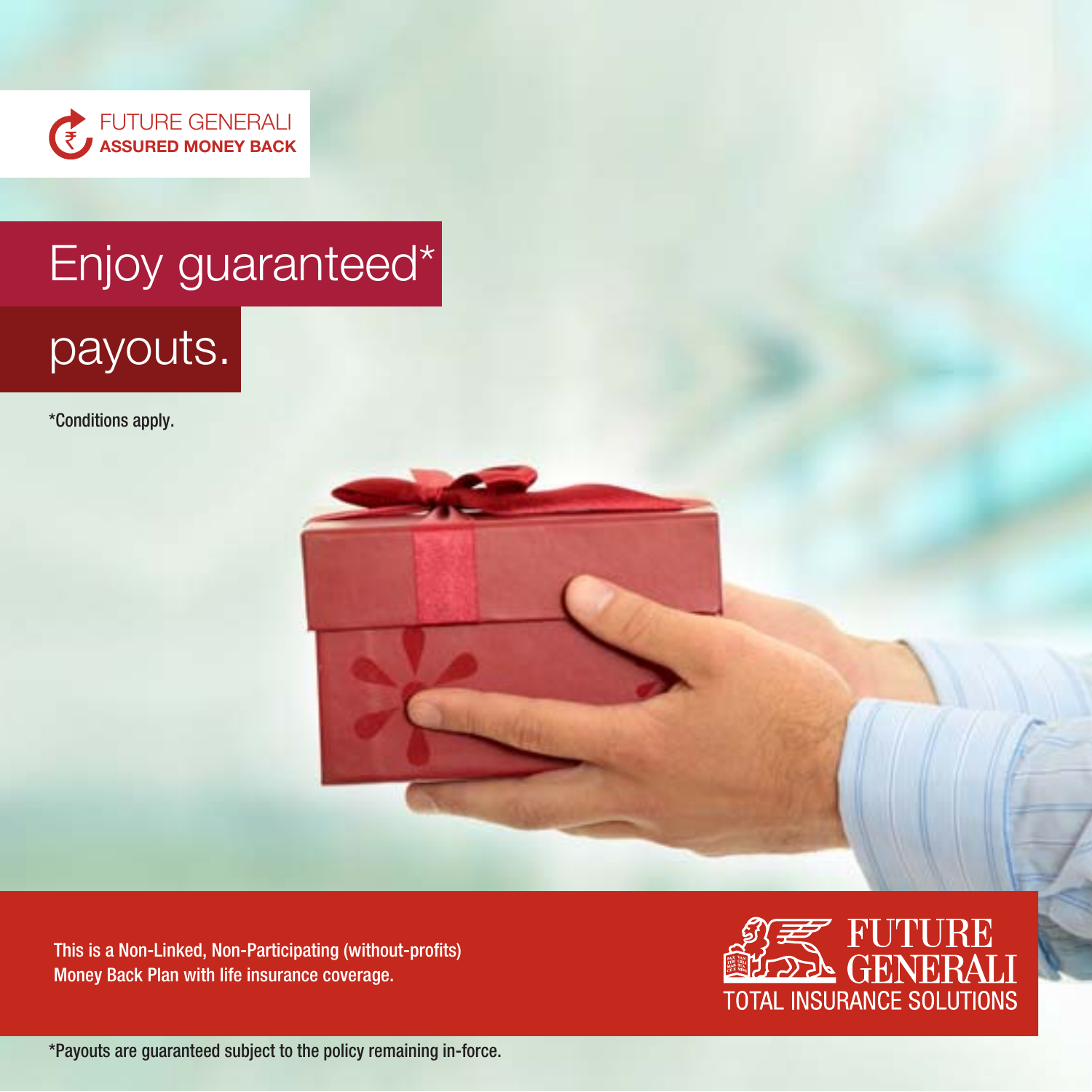FUTURE GENERALI
**ASSURED MONEY BACK**

# Enjoy guaranteed* payouts.

*Conditions apply.

This is a Non-Linked, Non-Participating (without-profits) Money Back Plan with life insurance coverage.

FUTURE GENERALI
TOTAL INSURANCE SOLUTIONS

*Payouts are guaranteed subject to the policy remaining in-force.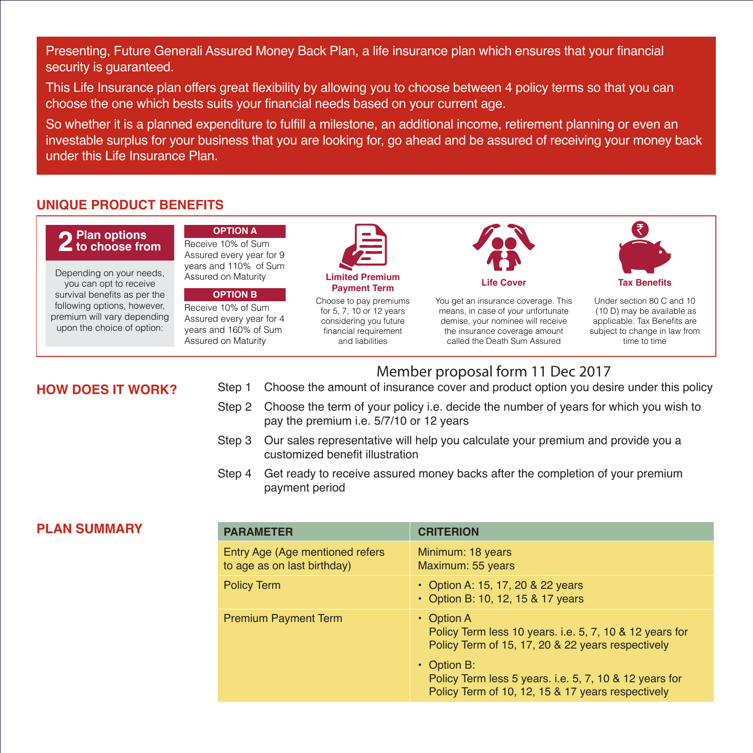Presenting, Future Generali Assured Money Back Plan, a life insurance plan which ensures that your financial security is guaranteed.

This Life Insurance plan offers great flexibility by allowing you to choose between 4 policy terms so that you can choose the one which bests suits your financial needs based on your current age.

So whether it is a planned expenditure to fulfill a milestone, an additional income, retirement planning or even an investable surplus for your business that you are looking for, go ahead and be assured of receiving your money back under this Life Insurance Plan.

## UNIQUE PRODUCT BENEFITS

### 2 Plan options to choose from

Depending on your needs, you can opt to receive survival benefits as per the following options, however, premium will vary depending upon the choice of option:

**OPTION A**

Receive 10% of Sum Assured every year for 9 years and 110% of Sum Assured on Maturity

**OPTION B**

Receive 10% of Sum Assured every year for 4 years and 160% of Sum Assured on Maturity

**Limited Premium Payment Term**

Choose to pay premiums for 5, 7, 10 or 12 years considering you future financial requirement and liabilities

**Life Cover**

You get an insurance coverage. This means, in case of your unfortunate demise, your nominee will receive the insurance coverage amount called the Death Sum Assured

**Tax Benefits**

Under section 80 C and 10 (10 D) may be available as applicable. Tax Benefits are subject to change in law from time to time

Member proposal form 11 Dec 2017

## HOW DOES IT WORK?

Step 1 Choose the amount of insurance cover and product option you desire under this policy

Step 2 Choose the term of your policy i.e. decide the number of years for which you wish to pay the premium i.e. 5/7/10 or 12 years

Step 3 Our sales representative will help you calculate your premium and provide you a customized benefit illustration

Step 4 Get ready to receive assured money backs after the completion of your premium payment period

## PLAN SUMMARY

| PARAMETER | CRITERION |
|---|---|
| Entry Age (Age mentioned refers to age as on last birthday) | Minimum: 18 years<br>Maximum: 55 years |
| Policy Term | • Option A: 15, 17, 20 & 22 years<br>• Option B: 10, 12, 15 & 17 years |
| Premium Payment Term | • Option A<br>Policy Term less 10 years. i.e. 5, 7, 10 & 12 years for Policy Term of 15, 17, 20 & 22 years respectively<br>• Option B:<br>Policy Term less 5 years. i.e. 5, 7, 10 & 12 years for Policy Term of 10, 12, 15 & 17 years respectively |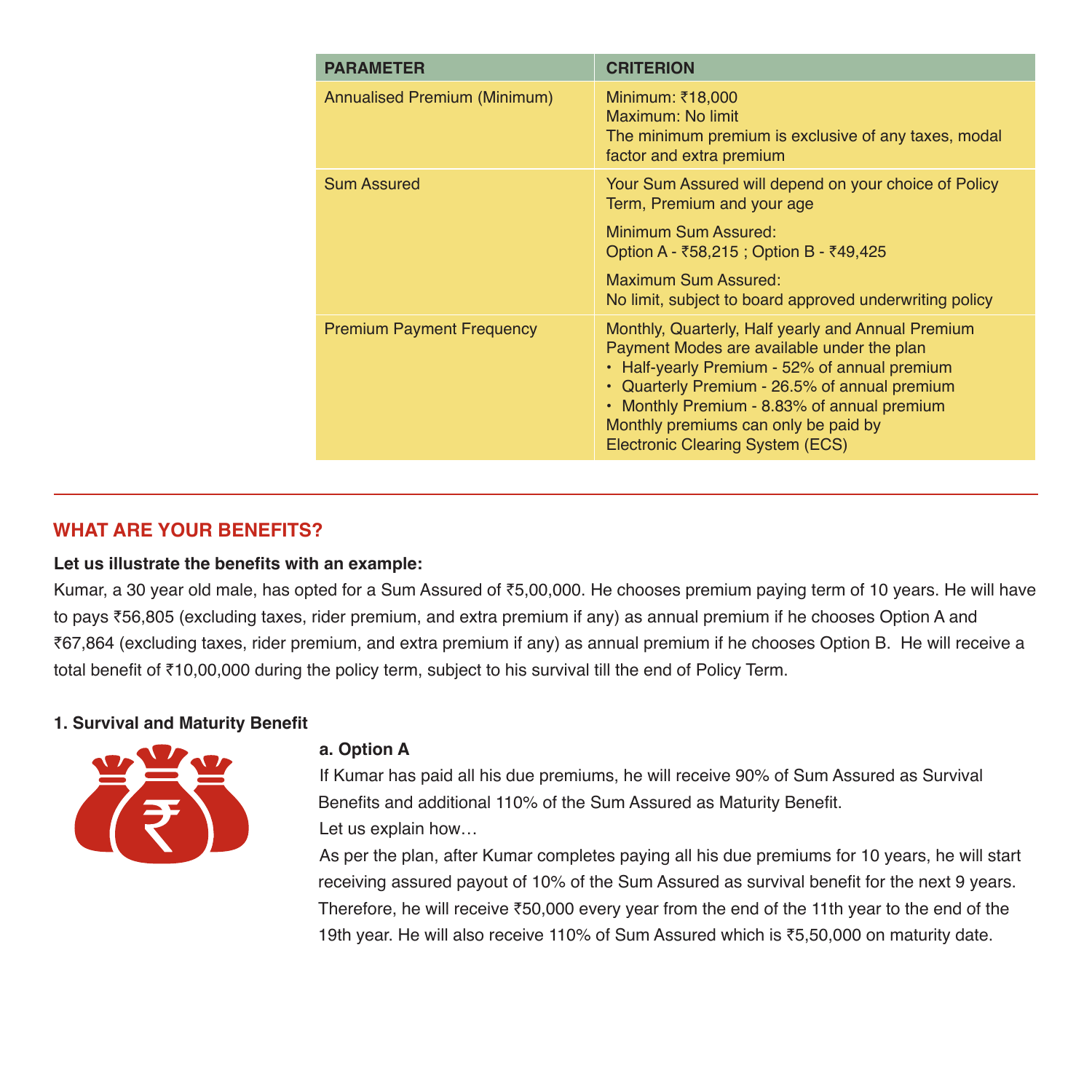| PARAMETER | CRITERION |
|---|---|
| Annualised Premium (Minimum) | Minimum: ₹18,000<br>Maximum: No limit<br>The minimum premium is exclusive of any taxes, modal factor and extra premium |
| Sum Assured | Your Sum Assured will depend on your choice of Policy Term, Premium and your age<br>Minimum Sum Assured:<br>Option A - ₹58,215 ; Option B - ₹49,425<br>Maximum Sum Assured:<br>No limit, subject to board approved underwriting policy |
| Premium Payment Frequency | Monthly, Quarterly, Half yearly and Annual Premium Payment Modes are available under the plan<br>• Half-yearly Premium - 52% of annual premium<br>• Quarterly Premium - 26.5% of annual premium<br>• Monthly Premium - 8.83% of annual premium<br>Monthly premiums can only be paid by Electronic Clearing System (ECS) |

## WHAT ARE YOUR BENEFITS?

**Let us illustrate the benefits with an example:**

Kumar, a 30 year old male, has opted for a Sum Assured of ₹5,00,000. He chooses premium paying term of 10 years. He will have to pays ₹56,805 (excluding taxes, rider premium, and extra premium if any) as annual premium if he chooses Option A and ₹67,864 (excluding taxes, rider premium, and extra premium if any) as annual premium if he chooses Option B. He will receive a total benefit of ₹10,00,000 during the policy term, subject to his survival till the end of Policy Term.

### 1. Survival and Maturity Benefit

**a. Option A**

If Kumar has paid all his due premiums, he will receive 90% of Sum Assured as Survival Benefits and additional 110% of the Sum Assured as Maturity Benefit.

Let us explain how…

As per the plan, after Kumar completes paying all his due premiums for 10 years, he will start receiving assured payout of 10% of the Sum Assured as survival benefit for the next 9 years. Therefore, he will receive ₹50,000 every year from the end of the 11th year to the end of the 19th year. He will also receive 110% of Sum Assured which is ₹5,50,000 on maturity date.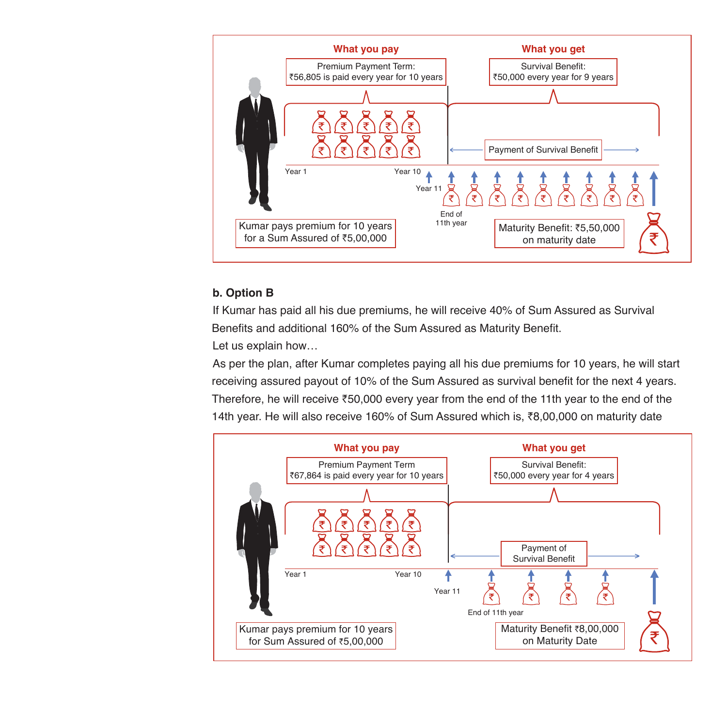**What you pay**

Premium Payment Term:
₹56,805 is paid every year for 10 years

**What you get**

Survival Benefit:
₹50,000 every year for 9 years

Payment of Survival Benefit

Year 1 Year 10

Year 11

End of 11th year

Kumar pays premium for 10 years for a Sum Assured of ₹5,00,000

Maturity Benefit: ₹5,50,000 on maturity date

**b. Option B**

If Kumar has paid all his due premiums, he will receive 40% of Sum Assured as Survival Benefits and additional 160% of the Sum Assured as Maturity Benefit.

Let us explain how…

As per the plan, after Kumar completes paying all his due premiums for 10 years, he will start receiving assured payout of 10% of the Sum Assured as survival benefit for the next 4 years. Therefore, he will receive ₹50,000 every year from the end of the 11th year to the end of the 14th year. He will also receive 160% of Sum Assured which is, ₹8,00,000 on maturity date

**What you pay**

Premium Payment Term
₹67,864 is paid every year for 10 years

**What you get**

Survival Benefit:
₹50,000 every year for 4 years

Payment of Survival Benefit

Year 1 Year 10

Year 11

End of 11th year

Kumar pays premium for 10 years for Sum Assured of ₹5,00,000

Maturity Benefit ₹8,00,000 on Maturity Date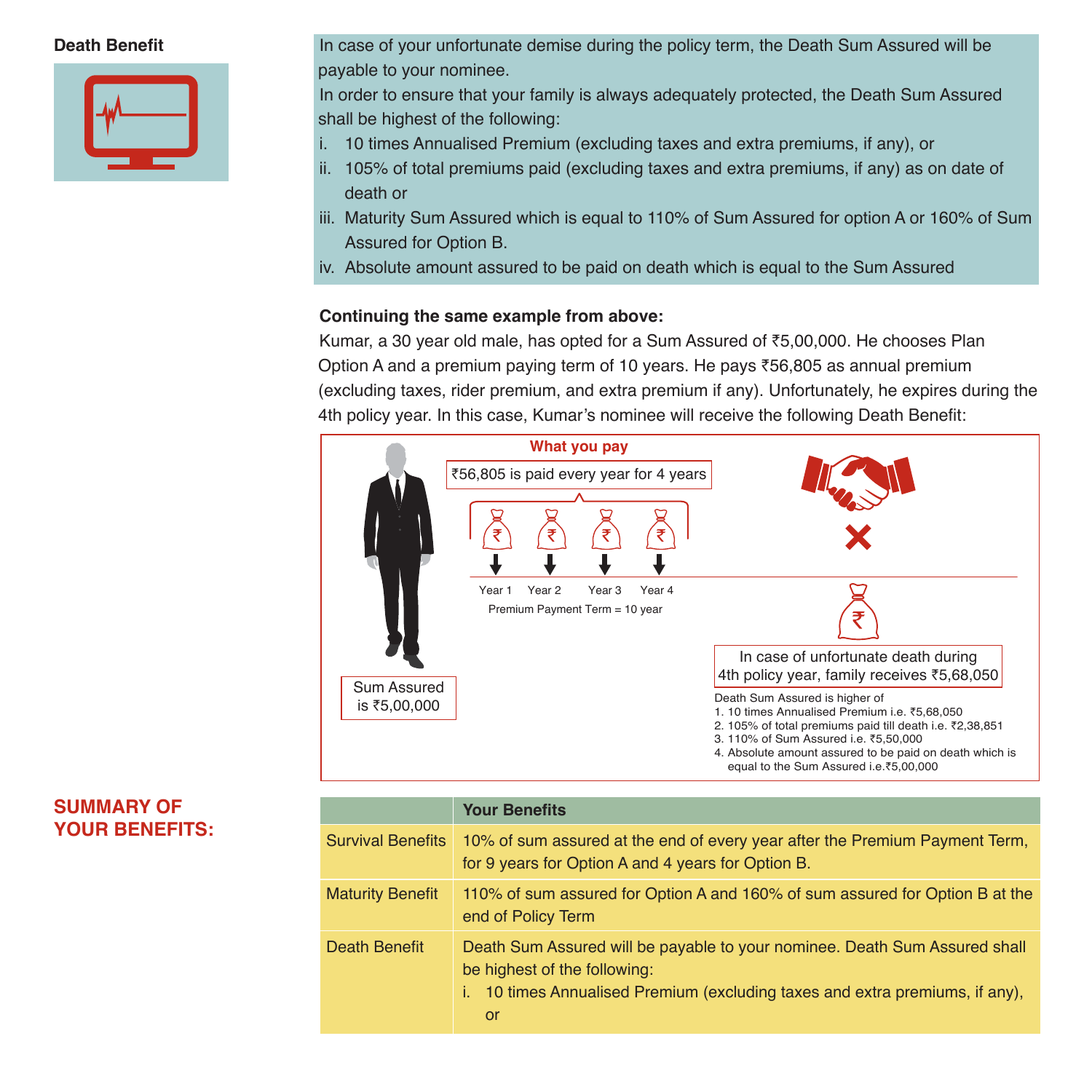### Death Benefit

In case of your unfortunate demise during the policy term, the Death Sum Assured will be payable to your nominee.

In order to ensure that your family is always adequately protected, the Death Sum Assured shall be highest of the following:

i. 10 times Annualised Premium (excluding taxes and extra premiums, if any), or
ii. 105% of total premiums paid (excluding taxes and extra premiums, if any) as on date of death or
iii. Maturity Sum Assured which is equal to 110% of Sum Assured for option A or 160% of Sum Assured for Option B.
iv. Absolute amount assured to be paid on death which is equal to the Sum Assured

**Continuing the same example from above:**

Kumar, a 30 year old male, has opted for a Sum Assured of ₹5,00,000. He chooses Plan Option A and a premium paying term of 10 years. He pays ₹56,805 as annual premium (excluding taxes, rider premium, and extra premium if any). Unfortunately, he expires during the 4th policy year. In this case, Kumar's nominee will receive the following Death Benefit:

**What you pay**

₹56,805 is paid every year for 4 years

Year 1 Year 2 Year 3 Year 4

Premium Payment Term = 10 year

Sum Assured is ₹5,00,000

In case of unfortunate death during 4th policy year, family receives ₹5,68,050

Death Sum Assured is higher of
1. 10 times Annualised Premium i.e. ₹5,68,050
2. 105% of total premiums paid till death i.e. ₹2,38,851
3. 110% of Sum Assured i.e. ₹5,50,000
4. Absolute amount assured to be paid on death which is equal to the Sum Assured i.e.₹5,00,000

## SUMMARY OF YOUR BENEFITS:

| | Your Benefits |
|---|---|
| Survival Benefits | 10% of sum assured at the end of every year after the Premium Payment Term, for 9 years for Option A and 4 years for Option B. |
| Maturity Benefit | 110% of sum assured for Option A and 160% of sum assured for Option B at the end of Policy Term |
| Death Benefit | Death Sum Assured will be payable to your nominee. Death Sum Assured shall be highest of the following: i. 10 times Annualised Premium (excluding taxes and extra premiums, if any), or |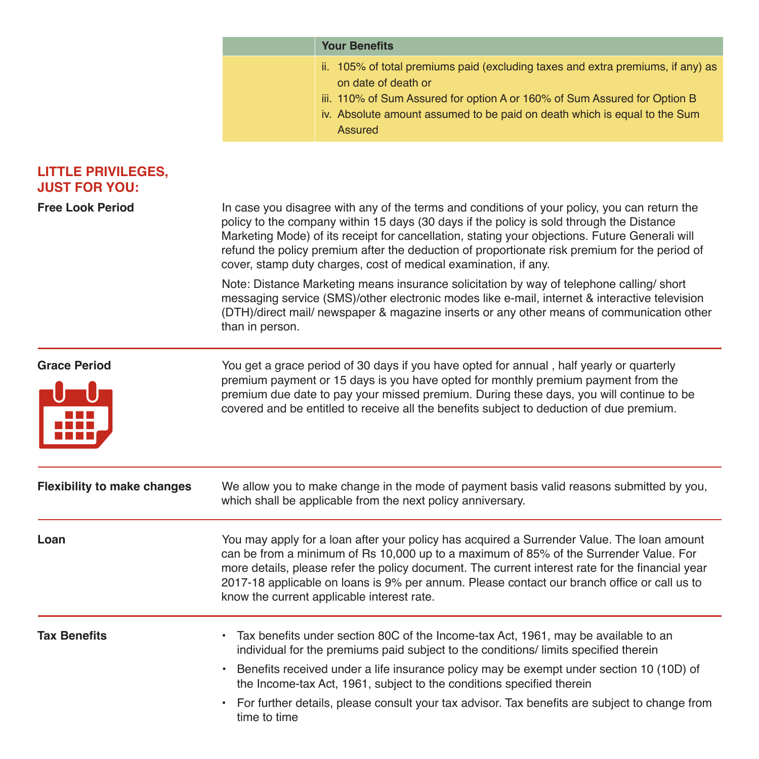| | Your Benefits |
|---|---|
| | ii. 105% of total premiums paid (excluding taxes and extra premiums, if any) as on date of death or<br>iii. 110% of Sum Assured for option A or 160% of Sum Assured for Option B<br>iv. Absolute amount assumed to be paid on death which is equal to the Sum Assured |

## LITTLE PRIVILEGES, JUST FOR YOU:

**Free Look Period**

In case you disagree with any of the terms and conditions of your policy, you can return the policy to the company within 15 days (30 days if the policy is sold through the Distance Marketing Mode) of its receipt for cancellation, stating your objections. Future Generali will refund the policy premium after the deduction of proportionate risk premium for the period of cover, stamp duty charges, cost of medical examination, if any.

Note: Distance Marketing means insurance solicitation by way of telephone calling/ short messaging service (SMS)/other electronic modes like e-mail, internet & interactive television (DTH)/direct mail/ newspaper & magazine inserts or any other means of communication other than in person.

**Grace Period**

You get a grace period of 30 days if you have opted for annual , half yearly or quarterly premium payment or 15 days is you have opted for monthly premium payment from the premium due date to pay your missed premium. During these days, you will continue to be covered and be entitled to receive all the benefits subject to deduction of due premium.

**Flexibility to make changes**

We allow you to make change in the mode of payment basis valid reasons submitted by you, which shall be applicable from the next policy anniversary.

**Loan**

You may apply for a loan after your policy has acquired a Surrender Value. The loan amount can be from a minimum of Rs 10,000 up to a maximum of 85% of the Surrender Value. For more details, please refer the policy document. The current interest rate for the financial year 2017-18 applicable on loans is 9% per annum. Please contact our branch office or call us to know the current applicable interest rate.

**Tax Benefits**

- Tax benefits under section 80C of the Income-tax Act, 1961, may be available to an individual for the premiums paid subject to the conditions/ limits specified therein
- Benefits received under a life insurance policy may be exempt under section 10 (10D) of the Income-tax Act, 1961, subject to the conditions specified therein
- For further details, please consult your tax advisor. Tax benefits are subject to change from time to time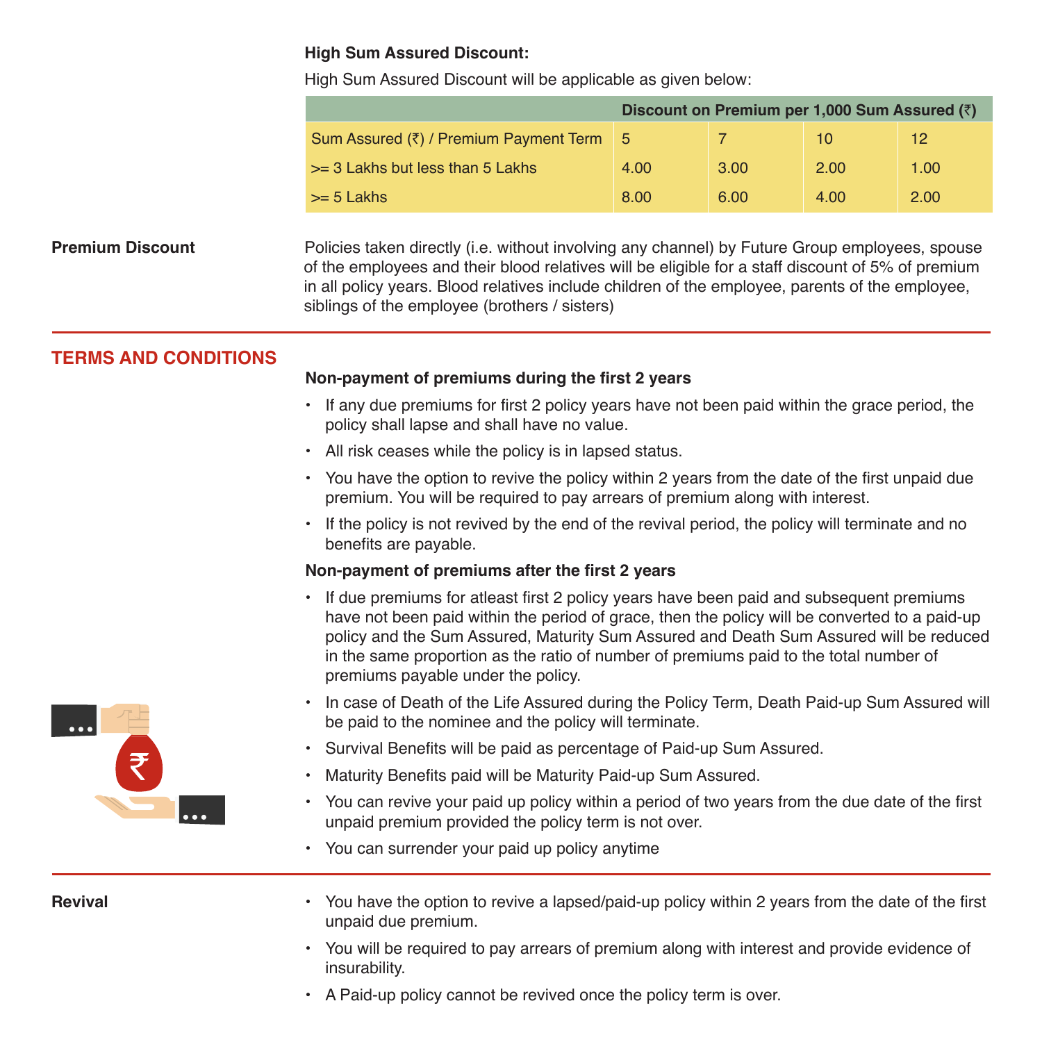**High Sum Assured Discount:**

High Sum Assured Discount will be applicable as given below:

| | Discount on Premium per 1,000 Sum Assured (₹) | | | |
|---|---|---|---|---|
| Sum Assured (₹) / Premium Payment Term | 5 | 7 | 10 | 12 |
| >= 3 Lakhs but less than 5 Lakhs | 4.00 | 3.00 | 2.00 | 1.00 |
| >= 5 Lakhs | 8.00 | 6.00 | 4.00 | 2.00 |

**Premium Discount**

Policies taken directly (i.e. without involving any channel) by Future Group employees, spouse of the employees and their blood relatives will be eligible for a staff discount of 5% of premium in all policy years. Blood relatives include children of the employee, parents of the employee, siblings of the employee (brothers / sisters)

## TERMS AND CONDITIONS

**Non-payment of premiums during the first 2 years**

- If any due premiums for first 2 policy years have not been paid within the grace period, the policy shall lapse and shall have no value.
- All risk ceases while the policy is in lapsed status.
- You have the option to revive the policy within 2 years from the date of the first unpaid due premium. You will be required to pay arrears of premium along with interest.
- If the policy is not revived by the end of the revival period, the policy will terminate and no benefits are payable.

**Non-payment of premiums after the first 2 years**

- If due premiums for atleast first 2 policy years have been paid and subsequent premiums have not been paid within the period of grace, then the policy will be converted to a paid-up policy and the Sum Assured, Maturity Sum Assured and Death Sum Assured will be reduced in the same proportion as the ratio of number of premiums paid to the total number of premiums payable under the policy.
- In case of Death of the Life Assured during the Policy Term, Death Paid-up Sum Assured will be paid to the nominee and the policy will terminate.
- Survival Benefits will be paid as percentage of Paid-up Sum Assured.
- Maturity Benefits paid will be Maturity Paid-up Sum Assured.
- You can revive your paid up policy within a period of two years from the due date of the first unpaid premium provided the policy term is not over.
- You can surrender your paid up policy anytime

**Revival**

- You have the option to revive a lapsed/paid-up policy within 2 years from the date of the first unpaid due premium.
- You will be required to pay arrears of premium along with interest and provide evidence of insurability.
- A Paid-up policy cannot be revived once the policy term is over.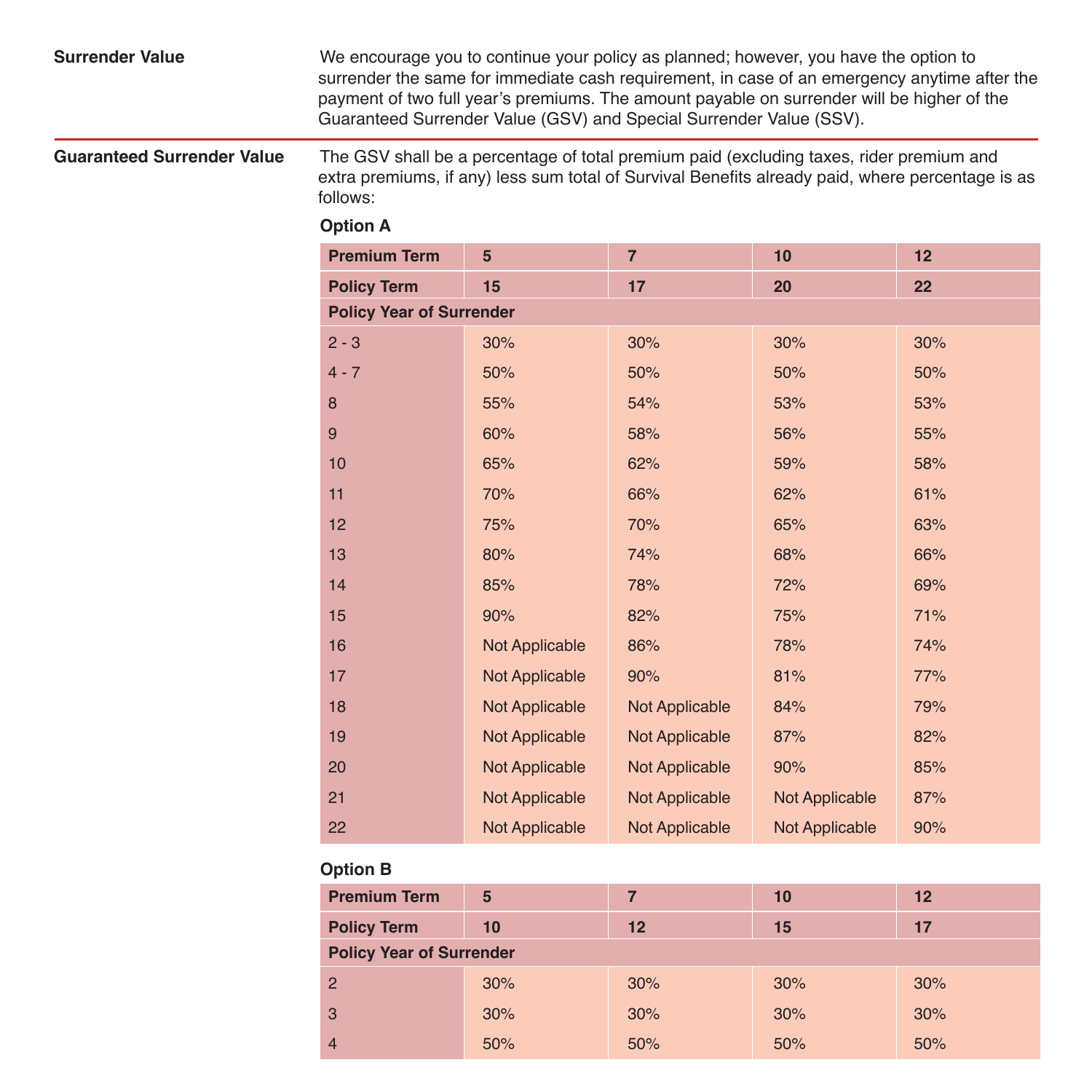**Surrender Value**

We encourage you to continue your policy as planned; however, you have the option to surrender the same for immediate cash requirement, in case of an emergency anytime after the payment of two full year's premiums. The amount payable on surrender will be higher of the Guaranteed Surrender Value (GSV) and Special Surrender Value (SSV).

**Guaranteed Surrender Value**

The GSV shall be a percentage of total premium paid (excluding taxes, rider premium and extra premiums, if any) less sum total of Survival Benefits already paid, where percentage is as follows:

**Option A**

| Premium Term | 5 | 7 | 10 | 12 |
|---|---|---|---|---|
| **Policy Term** | **15** | **17** | **20** | **22** |
| **Policy Year of Surrender** | | | | |
| 2 - 3 | 30% | 30% | 30% | 30% |
| 4 - 7 | 50% | 50% | 50% | 50% |
| 8 | 55% | 54% | 53% | 53% |
| 9 | 60% | 58% | 56% | 55% |
| 10 | 65% | 62% | 59% | 58% |
| 11 | 70% | 66% | 62% | 61% |
| 12 | 75% | 70% | 65% | 63% |
| 13 | 80% | 74% | 68% | 66% |
| 14 | 85% | 78% | 72% | 69% |
| 15 | 90% | 82% | 75% | 71% |
| 16 | Not Applicable | 86% | 78% | 74% |
| 17 | Not Applicable | 90% | 81% | 77% |
| 18 | Not Applicable | Not Applicable | 84% | 79% |
| 19 | Not Applicable | Not Applicable | 87% | 82% |
| 20 | Not Applicable | Not Applicable | 90% | 85% |
| 21 | Not Applicable | Not Applicable | Not Applicable | 87% |
| 22 | Not Applicable | Not Applicable | Not Applicable | 90% |

**Option B**

| Premium Term | 5 | 7 | 10 | 12 |
|---|---|---|---|---|
| **Policy Term** | **10** | **12** | **15** | **17** |
| **Policy Year of Surrender** | | | | |
| 2 | 30% | 30% | 30% | 30% |
| 3 | 30% | 30% | 30% | 30% |
| 4 | 50% | 50% | 50% | 50% |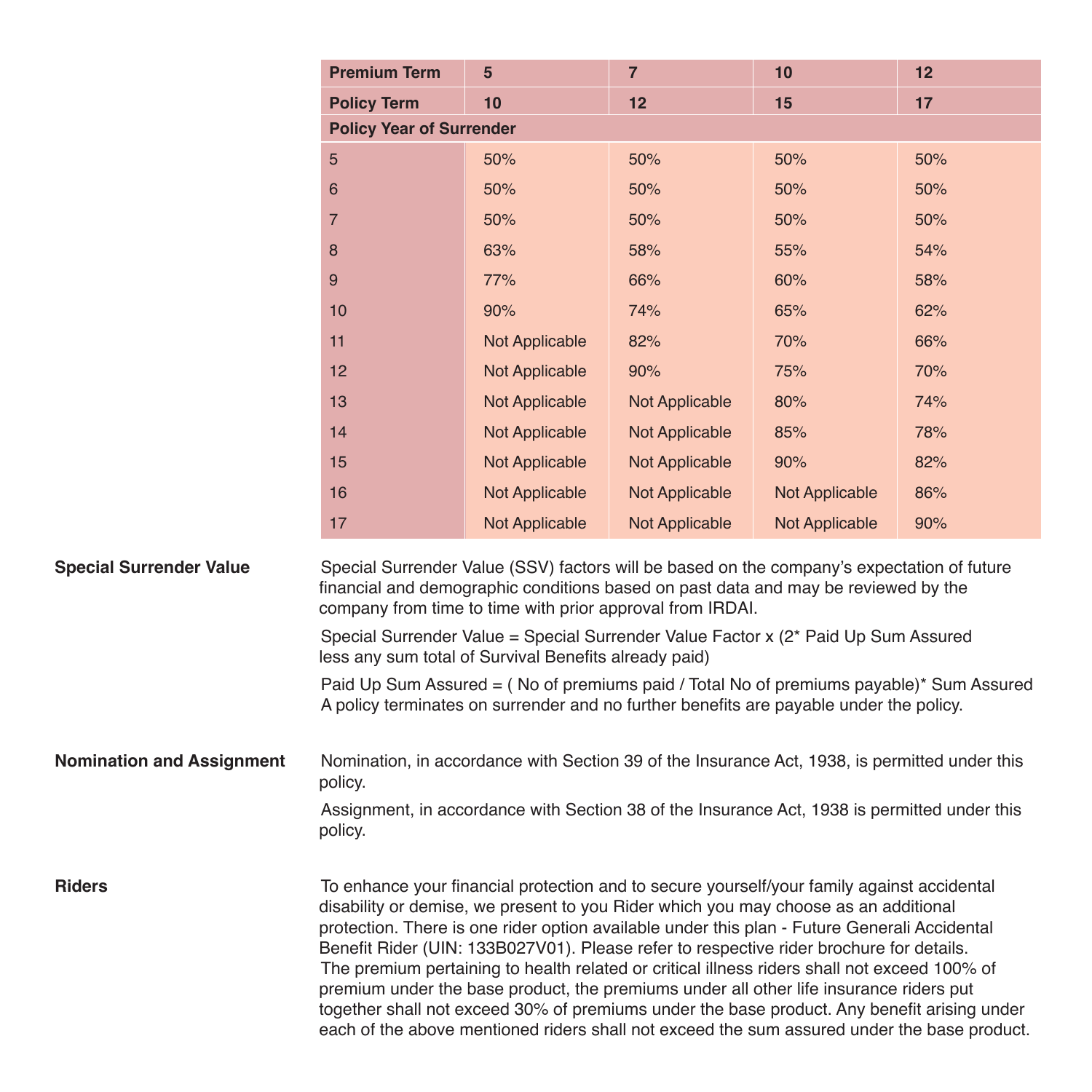| Premium Term | 5 | 7 | 10 | 12 |
|---|---|---|---|---|
| **Policy Term** | **10** | **12** | **15** | **17** |
| **Policy Year of Surrender** | | | | |
| 5 | 50% | 50% | 50% | 50% |
| 6 | 50% | 50% | 50% | 50% |
| 7 | 50% | 50% | 50% | 50% |
| 8 | 63% | 58% | 55% | 54% |
| 9 | 77% | 66% | 60% | 58% |
| 10 | 90% | 74% | 65% | 62% |
| 11 | Not Applicable | 82% | 70% | 66% |
| 12 | Not Applicable | 90% | 75% | 70% |
| 13 | Not Applicable | Not Applicable | 80% | 74% |
| 14 | Not Applicable | Not Applicable | 85% | 78% |
| 15 | Not Applicable | Not Applicable | 90% | 82% |
| 16 | Not Applicable | Not Applicable | Not Applicable | 86% |
| 17 | Not Applicable | Not Applicable | Not Applicable | 90% |

**Special Surrender Value**

Special Surrender Value (SSV) factors will be based on the company's expectation of future financial and demographic conditions based on past data and may be reviewed by the company from time to time with prior approval from IRDAI.

Special Surrender Value = Special Surrender Value Factor x (2* Paid Up Sum Assured less any sum total of Survival Benefits already paid)

Paid Up Sum Assured = ( No of premiums paid / Total No of premiums payable)* Sum Assured
A policy terminates on surrender and no further benefits are payable under the policy.

**Nomination and Assignment**

Nomination, in accordance with Section 39 of the Insurance Act, 1938, is permitted under this policy.

Assignment, in accordance with Section 38 of the Insurance Act, 1938 is permitted under this policy.

**Riders**

To enhance your financial protection and to secure yourself/your family against accidental disability or demise, we present to you Rider which you may choose as an additional protection. There is one rider option available under this plan - Future Generali Accidental Benefit Rider (UIN: 133B027V01). Please refer to respective rider brochure for details.
The premium pertaining to health related or critical illness riders shall not exceed 100% of premium under the base product, the premiums under all other life insurance riders put together shall not exceed 30% of premiums under the base product. Any benefit arising under each of the above mentioned riders shall not exceed the sum assured under the base product.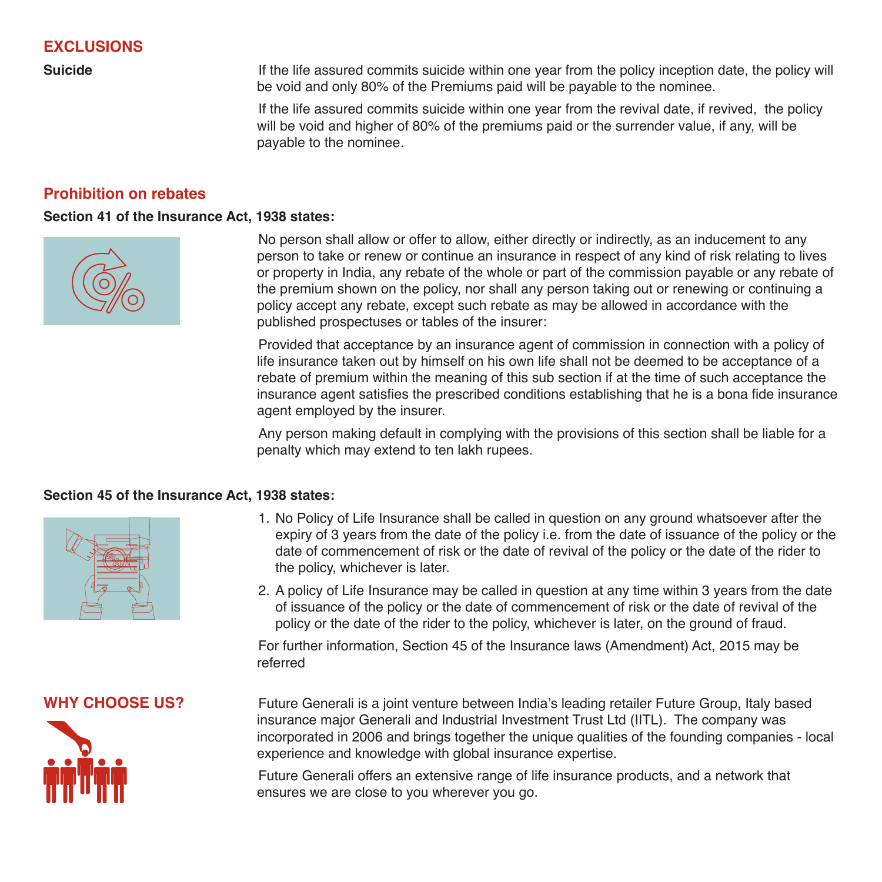## EXCLUSIONS

**Suicide**

If the life assured commits suicide within one year from the policy inception date, the policy will be void and only 80% of the Premiums paid will be payable to the nominee.

If the life assured commits suicide within one year from the revival date, if revived, the policy will be void and higher of 80% of the premiums paid or the surrender value, if any, will be payable to the nominee.

## Prohibition on rebates

**Section 41 of the Insurance Act, 1938 states:**

No person shall allow or offer to allow, either directly or indirectly, as an inducement to any person to take or renew or continue an insurance in respect of any kind of risk relating to lives or property in India, any rebate of the whole or part of the commission payable or any rebate of the premium shown on the policy, nor shall any person taking out or renewing or continuing a policy accept any rebate, except such rebate as may be allowed in accordance with the published prospectuses or tables of the insurer:

Provided that acceptance by an insurance agent of commission in connection with a policy of life insurance taken out by himself on his own life shall not be deemed to be acceptance of a rebate of premium within the meaning of this sub section if at the time of such acceptance the insurance agent satisfies the prescribed conditions establishing that he is a bona fide insurance agent employed by the insurer.

Any person making default in complying with the provisions of this section shall be liable for a penalty which may extend to ten lakh rupees.

**Section 45 of the Insurance Act, 1938 states:**

1. No Policy of Life Insurance shall be called in question on any ground whatsoever after the expiry of 3 years from the date of the policy i.e. from the date of issuance of the policy or the date of commencement of risk or the date of revival of the policy or the date of the rider to the policy, whichever is later.
2. A policy of Life Insurance may be called in question at any time within 3 years from the date of issuance of the policy or the date of commencement of risk or the date of revival of the policy or the date of the rider to the policy, whichever is later, on the ground of fraud.

For further information, Section 45 of the Insurance laws (Amendment) Act, 2015 may be referred

## WHY CHOOSE US?

Future Generali is a joint venture between India's leading retailer Future Group, Italy based insurance major Generali and Industrial Investment Trust Ltd (IITL). The company was incorporated in 2006 and brings together the unique qualities of the founding companies - local experience and knowledge with global insurance expertise.

Future Generali offers an extensive range of life insurance products, and a network that ensures we are close to you wherever you go.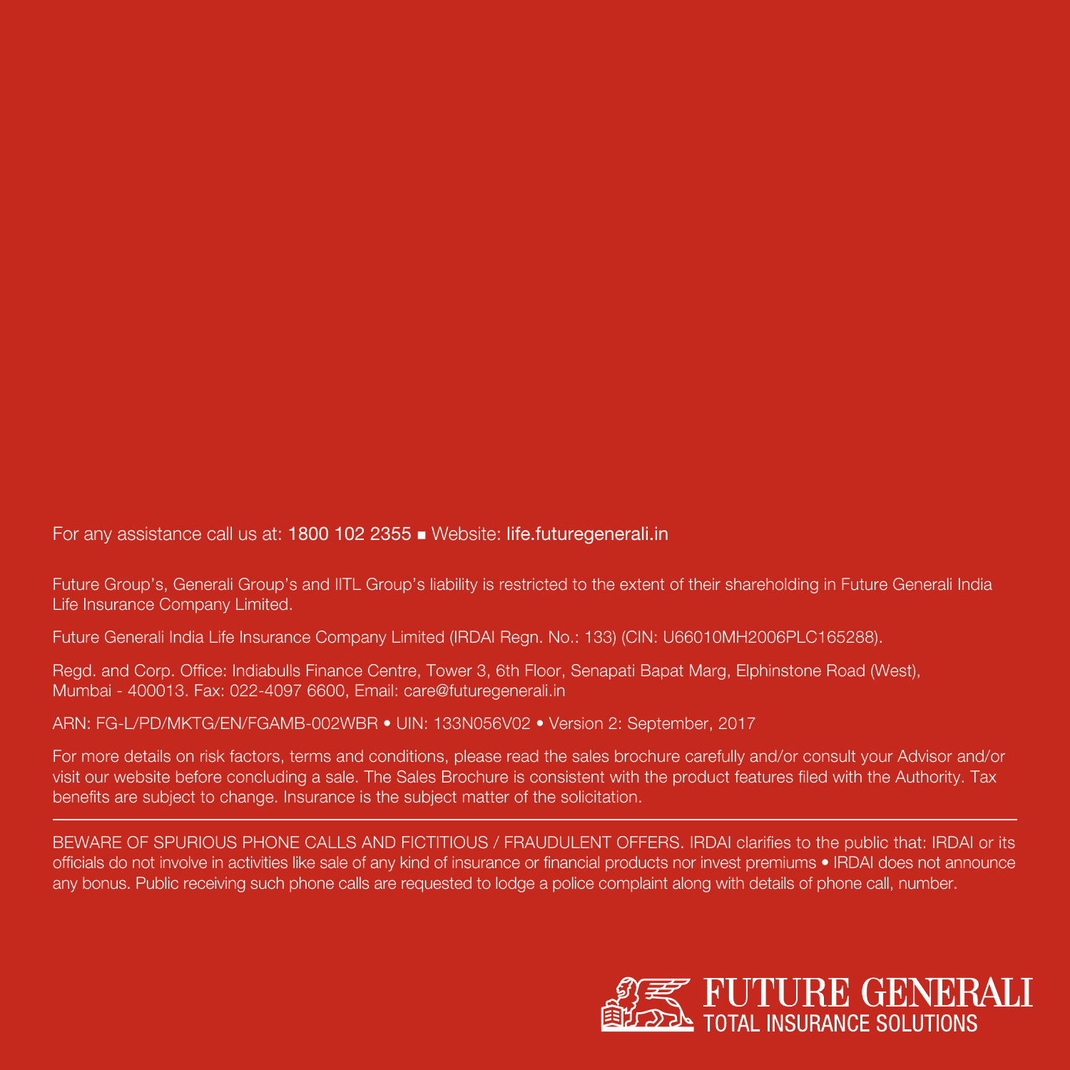For any assistance call us at: 1800 102 2355 ▪ Website: life.futuregenerali.in

Future Group's, Generali Group's and IITL Group's liability is restricted to the extent of their shareholding in Future Generali India Life Insurance Company Limited.

Future Generali India Life Insurance Company Limited (IRDAI Regn. No.: 133) (CIN: U66010MH2006PLC165288).

Regd. and Corp. Office: Indiabulls Finance Centre, Tower 3, 6th Floor, Senapati Bapat Marg, Elphinstone Road (West), Mumbai - 400013. Fax: 022-4097 6600, Email: care@futuregenerali.in

ARN: FG-L/PD/MKTG/EN/FGAMB-002WBR • UIN: 133N056V02 • Version 2: September, 2017

For more details on risk factors, terms and conditions, please read the sales brochure carefully and/or consult your Advisor and/or visit our website before concluding a sale. The Sales Brochure is consistent with the product features filed with the Authority. Tax benefits are subject to change. Insurance is the subject matter of the solicitation.

---

BEWARE OF SPURIOUS PHONE CALLS AND FICTITIOUS / FRAUDULENT OFFERS. IRDAI clarifies to the public that: IRDAI or its officials do not involve in activities like sale of any kind of insurance or financial products nor invest premiums • IRDAI does not announce any bonus. Public receiving such phone calls are requested to lodge a police complaint along with details of phone call, number.

FUTURE GENERALI
TOTAL INSURANCE SOLUTIONS